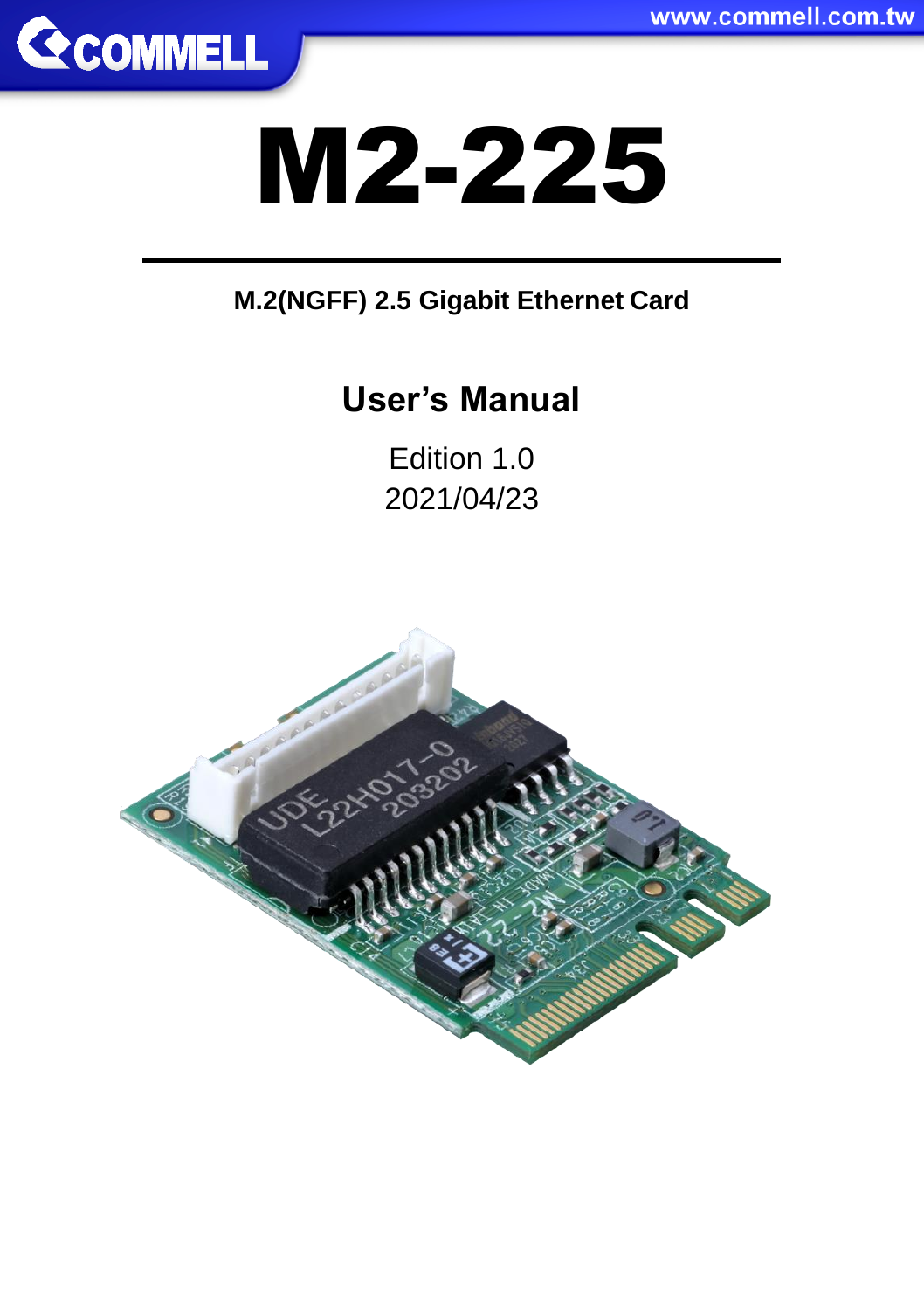# M2-225

**M.2(NGFF) 2.5 Gigabit Ethernet Card**

## User's Manual

Edition 1.0

2021/04/23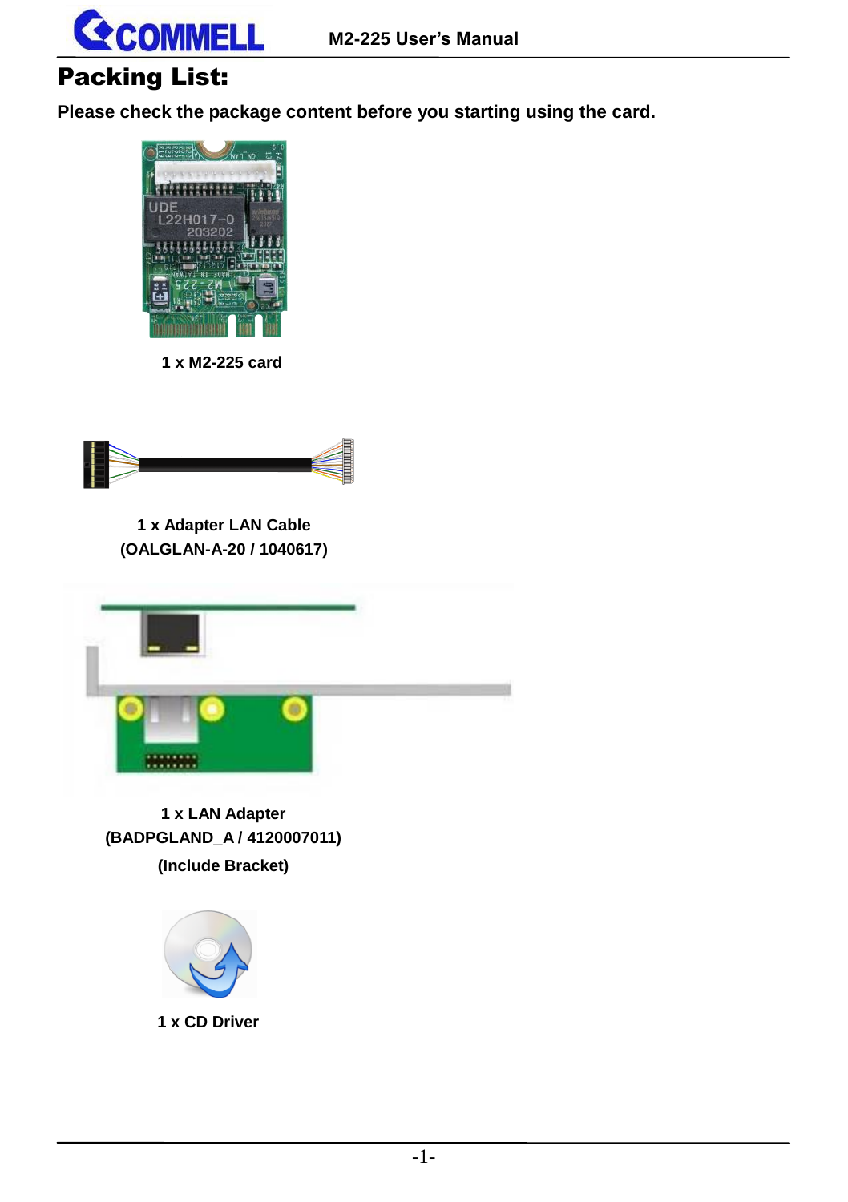# Packing List:

**Please check the package content before you starting using the card.**

**1 x M2-225 card**

**1 x Adapter LAN Cable**
**(OALGLAN-A-20 / 1040617)**

**1 x LAN Adapter**
**(BADPGLAND_A / 4120007011)**
**(Include Bracket)**

**1 x CD Driver**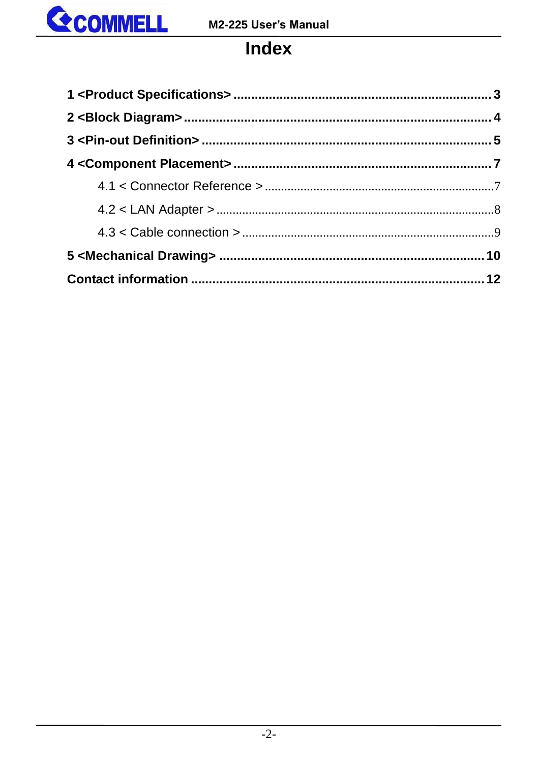# Index

1 <Product Specifications> ........................................................................ 3

2 <Block Diagram> ..................................................................................... 4

3 <Pin-out Definition> ................................................................................. 5

4 <Component Placement> ....................................................................... 7

- 4.1 < Connector Reference > ...................................................................... 7
- 4.2 < LAN Adapter > ..................................................................................... 8
- 4.3 < Cable connection > ............................................................................. 9

5 <Mechanical Drawing> ......................................................................... 10

Contact information ................................................................................... 12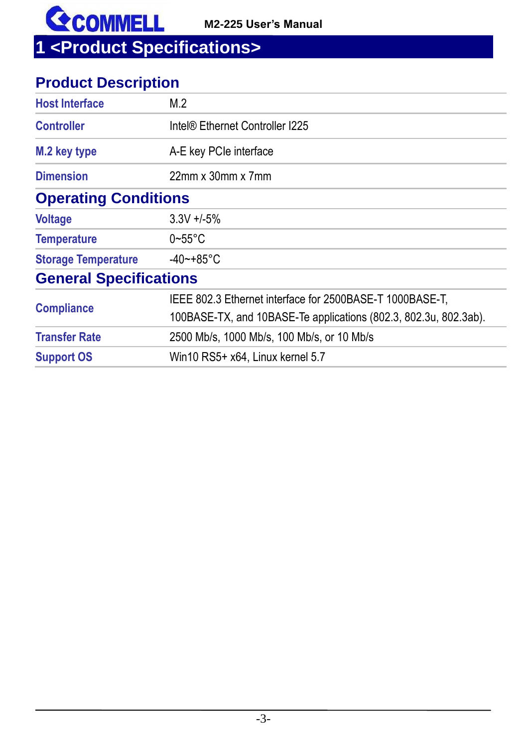# 1 <Product Specifications>

## Product Description

| | |
|---|---|
| Host Interface | M.2 |
| Controller | Intel® Ethernet Controller I225 |
| M.2 key type | A-E key PCIe interface |
| Dimension | 22mm x 30mm x 7mm |

## Operating Conditions

| | |
|---|---|
| Voltage | 3.3V +/-5% |
| Temperature | 0~55°C |
| Storage Temperature | -40~+85°C |

## General Specifications

| | |
|---|---|
| Compliance | IEEE 802.3 Ethernet interface for 2500BASE-T 1000BASE-T, 100BASE-TX, and 10BASE-Te applications (802.3, 802.3u, 802.3ab). |
| Transfer Rate | 2500 Mb/s, 1000 Mb/s, 100 Mb/s, or 10 Mb/s |
| Support OS | Win10 RS5+ x64, Linux kernel 5.7 |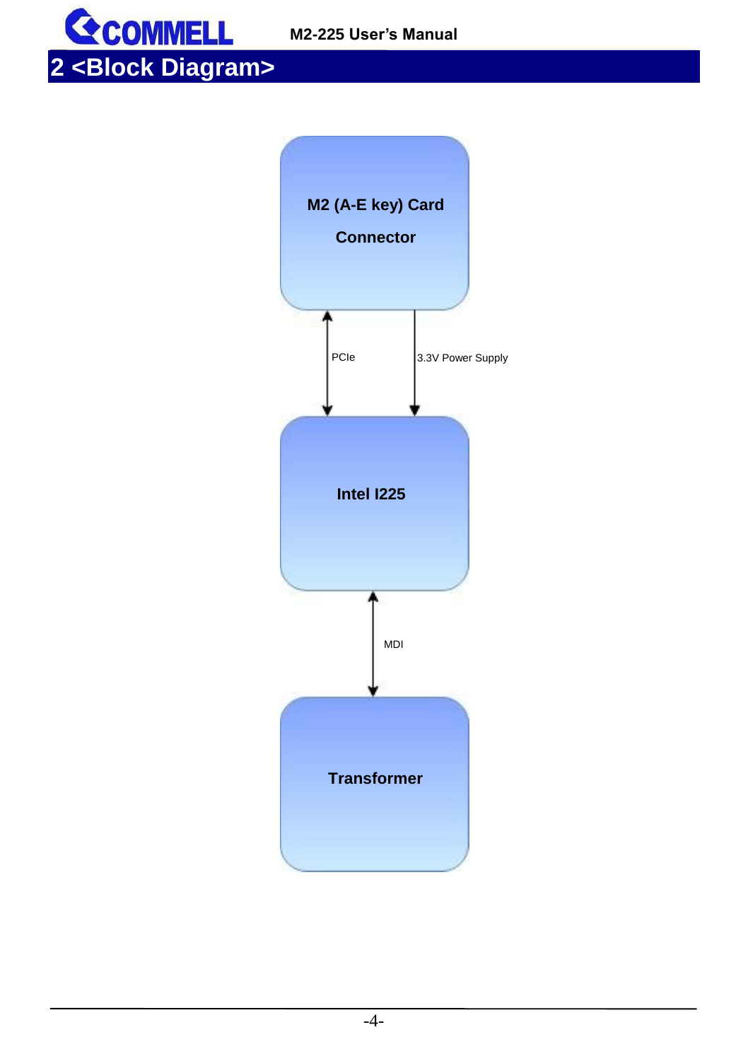# 2 <Block Diagram>

M2 (A-E key) Card Connector

PCIe

3.3V Power Supply

Intel I225

MDI

Transformer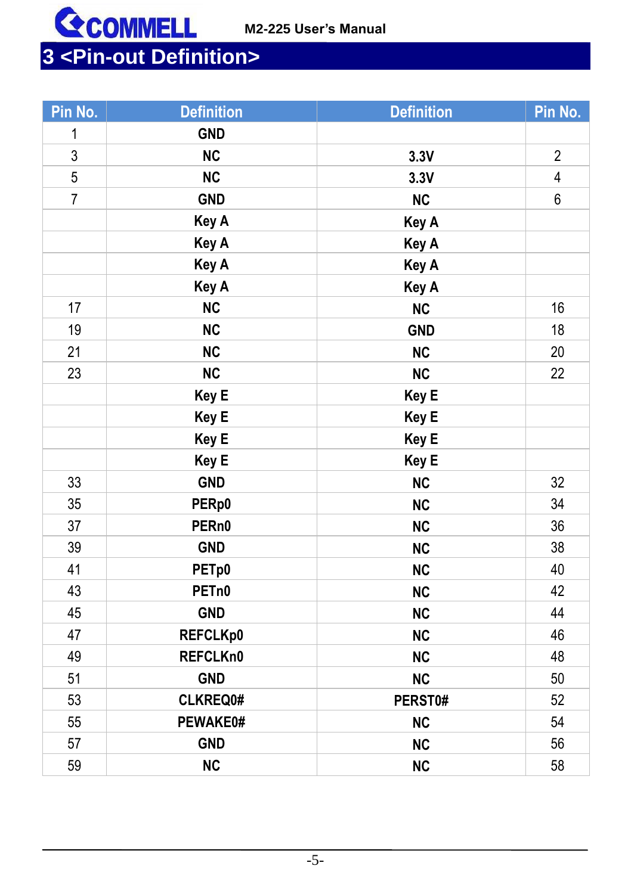# 3 <Pin-out Definition>

| Pin No. | Definition | Definition | Pin No. |
|---|---|---|---|
| 1 | GND | | |
| 3 | NC | 3.3V | 2 |
| 5 | NC | 3.3V | 4 |
| 7 | GND | NC | 6 |
| | Key A | Key A | |
| | Key A | Key A | |
| | Key A | Key A | |
| | Key A | Key A | |
| 17 | NC | NC | 16 |
| 19 | NC | GND | 18 |
| 21 | NC | NC | 20 |
| 23 | NC | NC | 22 |
| | Key E | Key E | |
| | Key E | Key E | |
| | Key E | Key E | |
| | Key E | Key E | |
| 33 | GND | NC | 32 |
| 35 | PERp0 | NC | 34 |
| 37 | PERn0 | NC | 36 |
| 39 | GND | NC | 38 |
| 41 | PETp0 | NC | 40 |
| 43 | PETn0 | NC | 42 |
| 45 | GND | NC | 44 |
| 47 | REFCLKp0 | NC | 46 |
| 49 | REFCLKn0 | NC | 48 |
| 51 | GND | NC | 50 |
| 53 | CLKREQ0# | PERST0# | 52 |
| 55 | PEWAKE0# | NC | 54 |
| 57 | GND | NC | 56 |
| 59 | NC | NC | 58 |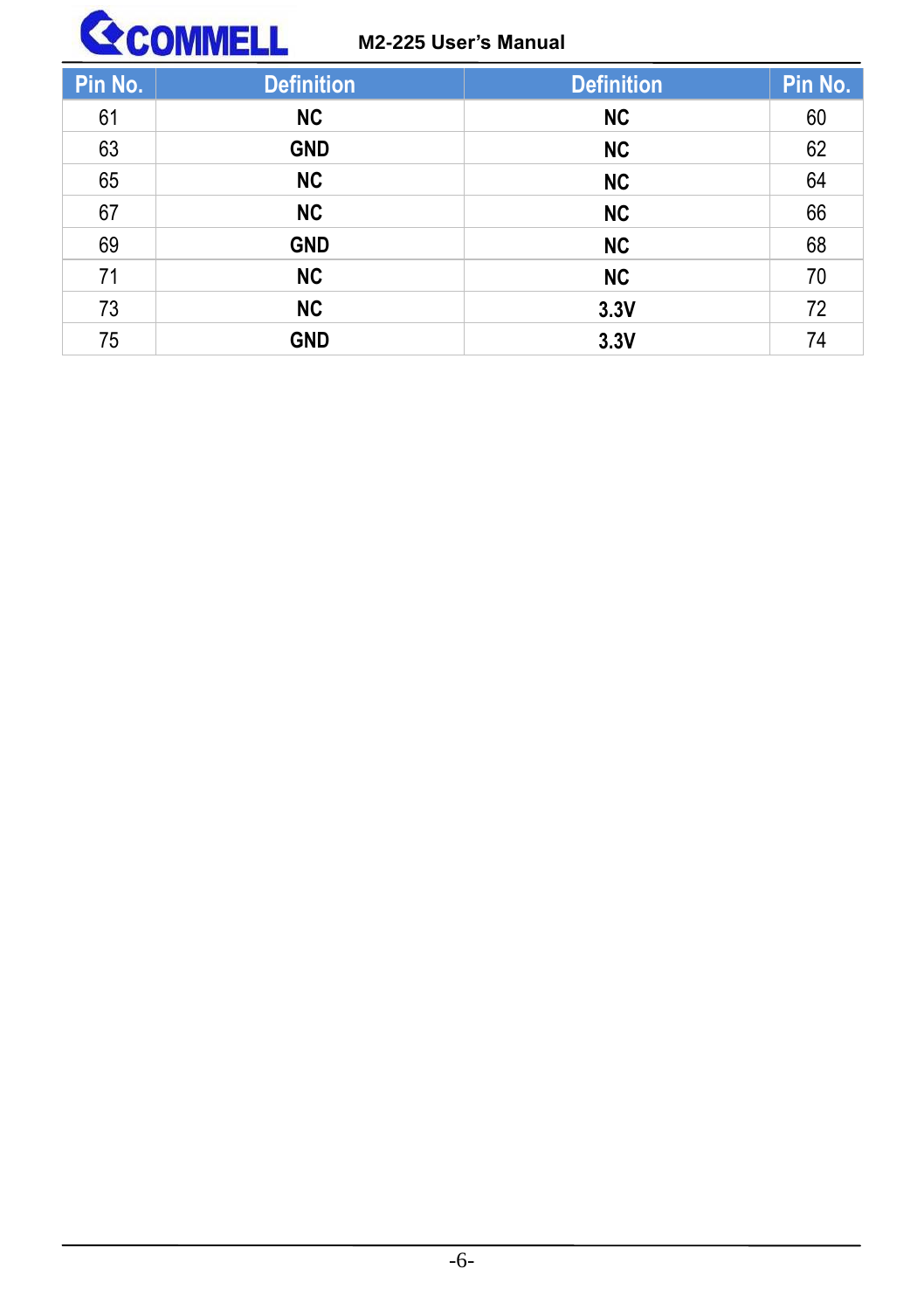| Pin No. | Definition | Definition | Pin No. |
|---|---|---|---|
| 61 | **NC** | **NC** | 60 |
| 63 | **GND** | **NC** | 62 |
| 65 | **NC** | **NC** | 64 |
| 67 | **NC** | **NC** | 66 |
| 69 | **GND** | **NC** | 68 |
| 71 | **NC** | **NC** | 70 |
| 73 | **NC** | **3.3V** | 72 |
| 75 | **GND** | **3.3V** | 74 |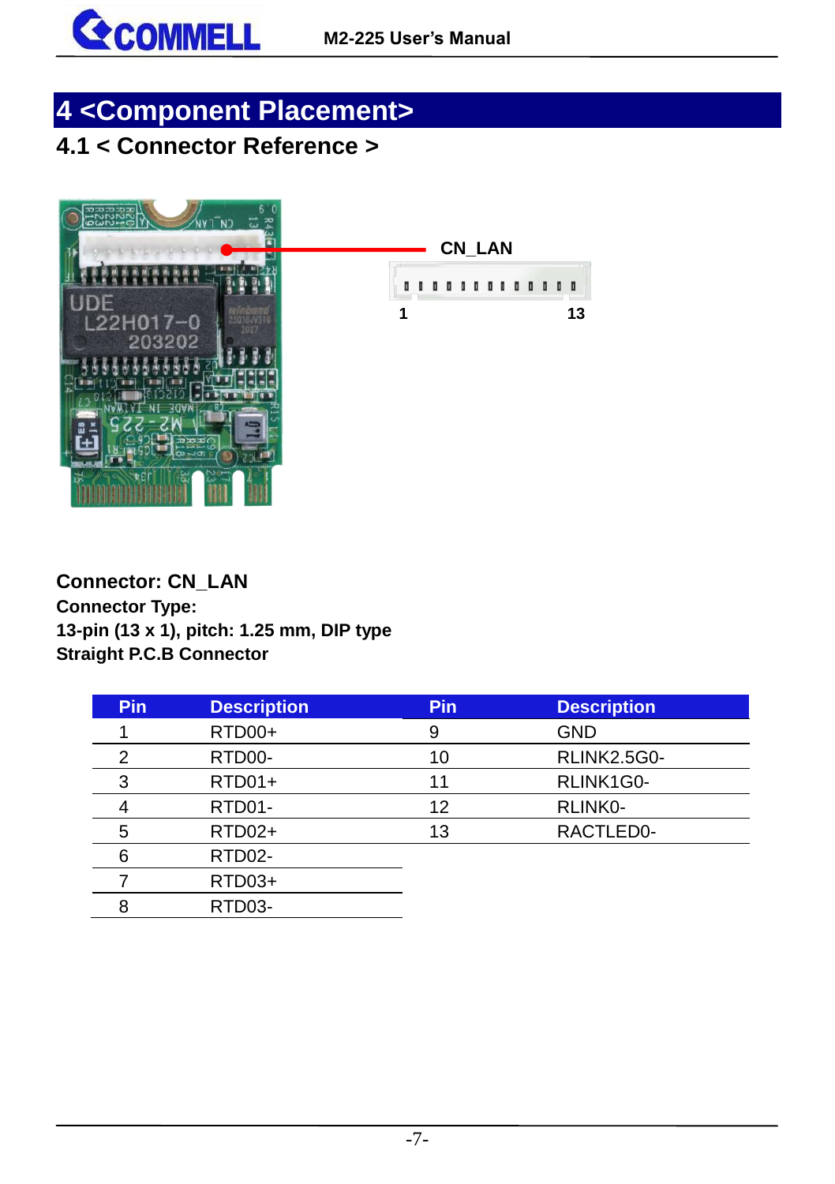# 4 <Component Placement>

## 4.1 < Connector Reference >

CN_LAN

1 13

**Connector: CN_LAN**

**Connector Type:**

**13-pin (13 x 1), pitch: 1.25 mm, DIP type**

**Straight P.C.B Connector**

| Pin | Description | Pin | Description |
|---|---|---|---|
| 1 | RTD00+ | 9 | GND |
| 2 | RTD00- | 10 | RLINK2.5G0- |
| 3 | RTD01+ | 11 | RLINK1G0- |
| 4 | RTD01- | 12 | RLINK0- |
| 5 | RTD02+ | 13 | RACTLED0- |
| 6 | RTD02- | | |
| 7 | RTD03+ | | |
| 8 | RTD03- | | |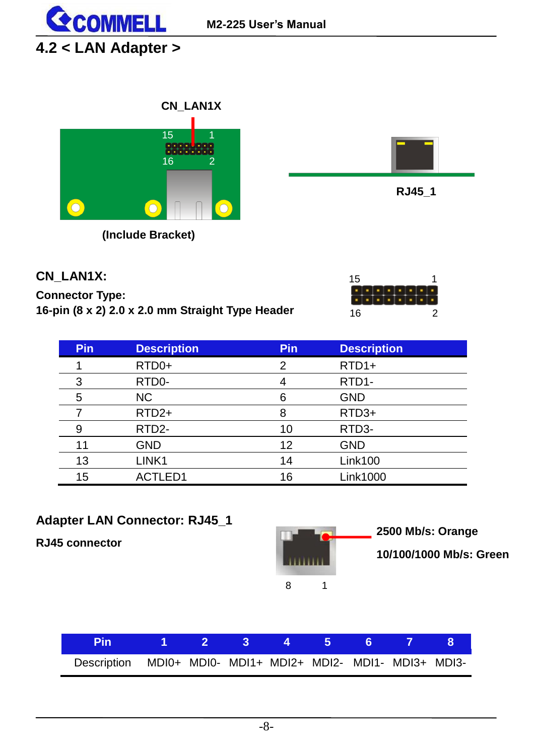## 4.2 < LAN Adapter >

CN_LAN1X

15 1

16 2

(Include Bracket)

RJ45_1

**CN_LAN1X:**

**Connector Type:**

**16-pin (8 x 2) 2.0 x 2.0 mm Straight Type Header**

15 1

16 2

| Pin | Description | Pin | Description |
|---|---|---|---|
| 1 | RTD0+ | 2 | RTD1+ |
| 3 | RTD0- | 4 | RTD1- |
| 5 | NC | 6 | GND |
| 7 | RTD2+ | 8 | RTD3+ |
| 9 | RTD2- | 10 | RTD3- |
| 11 | GND | 12 | GND |
| 13 | LINK1 | 14 | Link100 |
| 15 | ACTLED1 | 16 | Link1000 |

**Adapter LAN Connector: RJ45_1**

**RJ45 connector**

**2500 Mb/s: Orange**

**10/100/1000 Mb/s: Green**

8 1

| Pin | 1 | 2 | 3 | 4 | 5 | 6 | 7 | 8 |
|---|---|---|---|---|---|---|---|---|
| Description | MDI0+ | MDI0- | MDI1+ | MDI2+ | MDI2- | MDI1- | MDI3+ | MDI3- |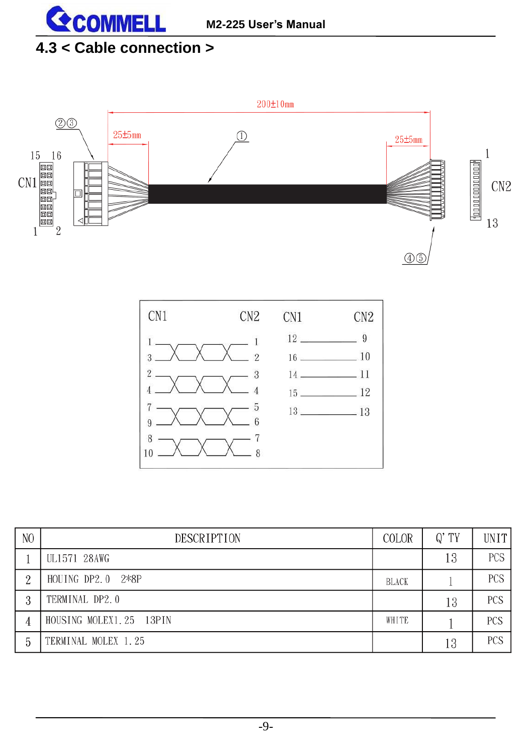## 4.3 < Cable connection >

200±10mm

25±5mm

25±5mm

①

②③

④⑤

CN1 15 16 1 2

CN2 1 13

| CN1 | CN2 | CN1 | CN2 |
|---|---|---|---|
| 1 | 1 | 12 | 9 |
| 3 | 2 | 16 | 10 |
| 2 | 3 | 14 | 11 |
| 4 | 4 | 15 | 12 |
| 7 | 5 | 13 | 13 |
| 9 | 6 | | |
| 8 | 7 | | |
| 10 | 8 | | |

| NO | DESCRIPTION | COLOR | Q' TY | UNIT |
|---|---|---|---|---|
| 1 | UL1571 28AWG | | 13 | PCS |
| 2 | HOUING DP2.0 2*8P | BLACK | 1 | PCS |
| 3 | TERMINAL DP2.0 | | 13 | PCS |
| 4 | HOUSING MOLEX1.25 13PIN | WHITE | 1 | PCS |
| 5 | TERMINAL MOLEX 1.25 | | 13 | PCS |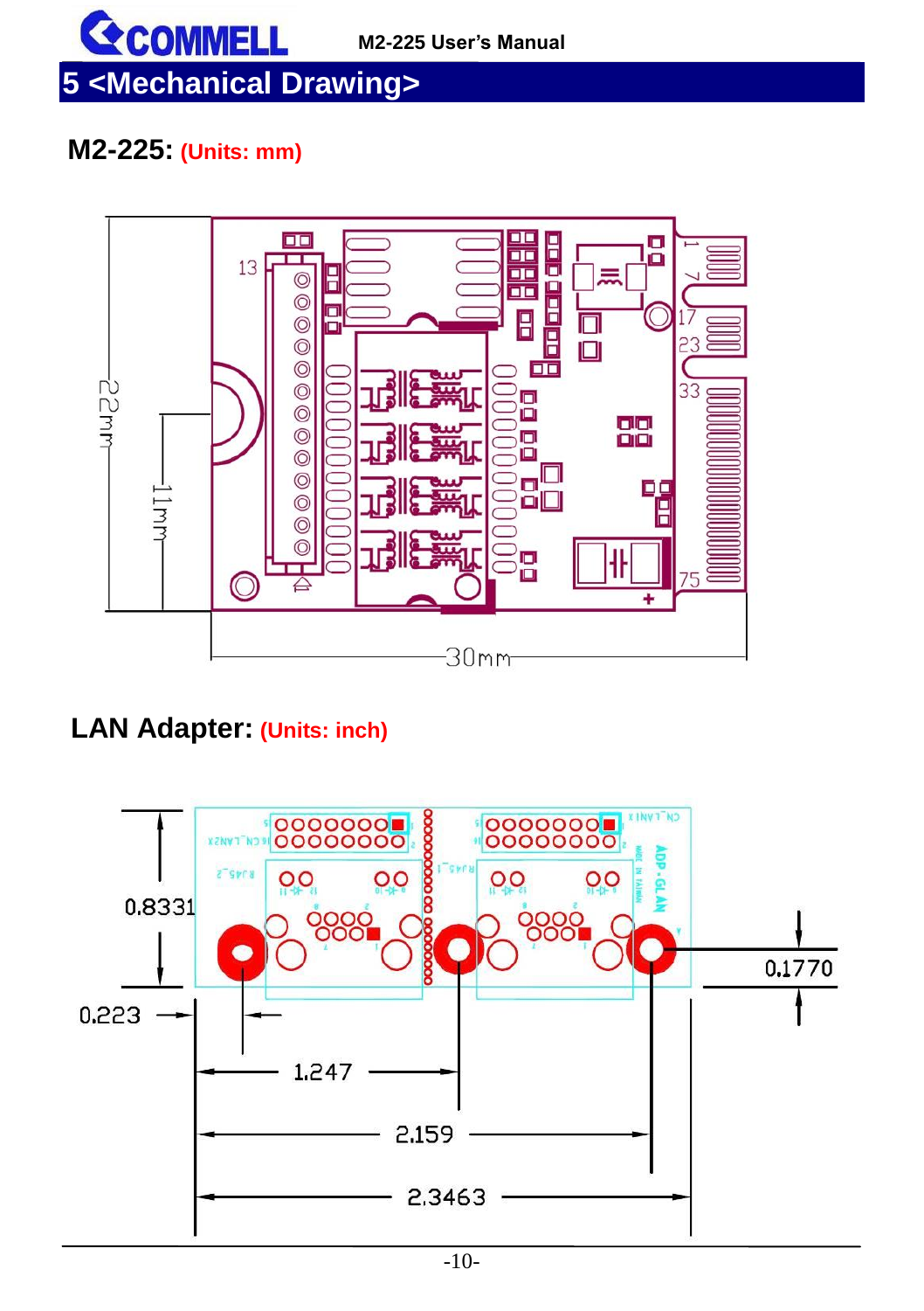# 5 <Mechanical Drawing>

## M2-225: (Units: mm)

## LAN Adapter: (Units: inch)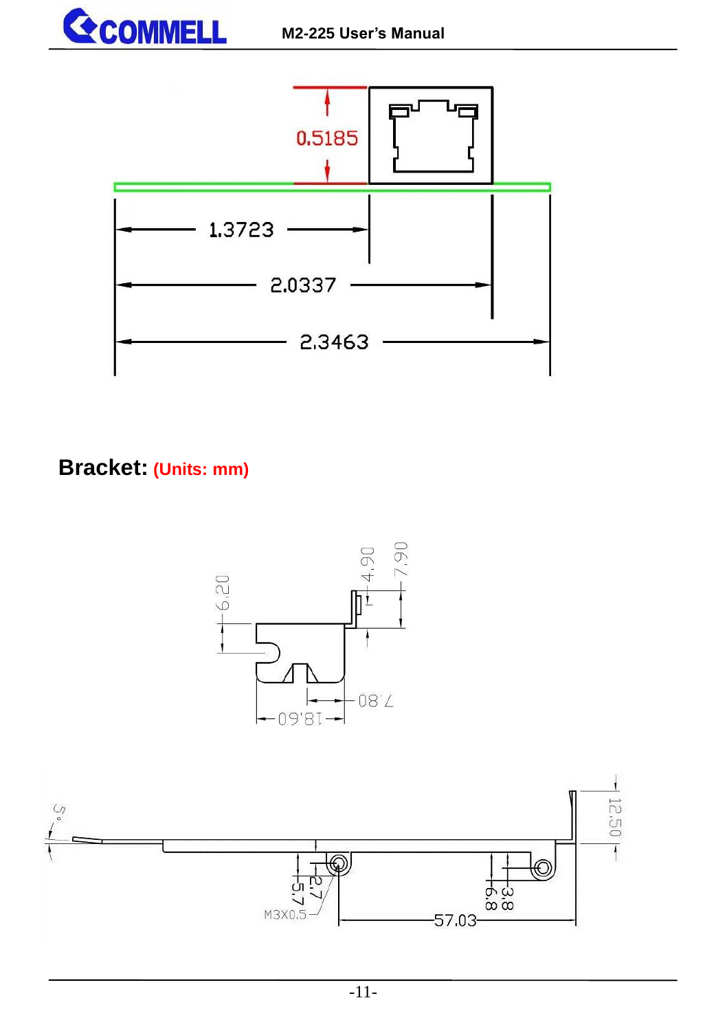**Bracket:** **(Units: mm)**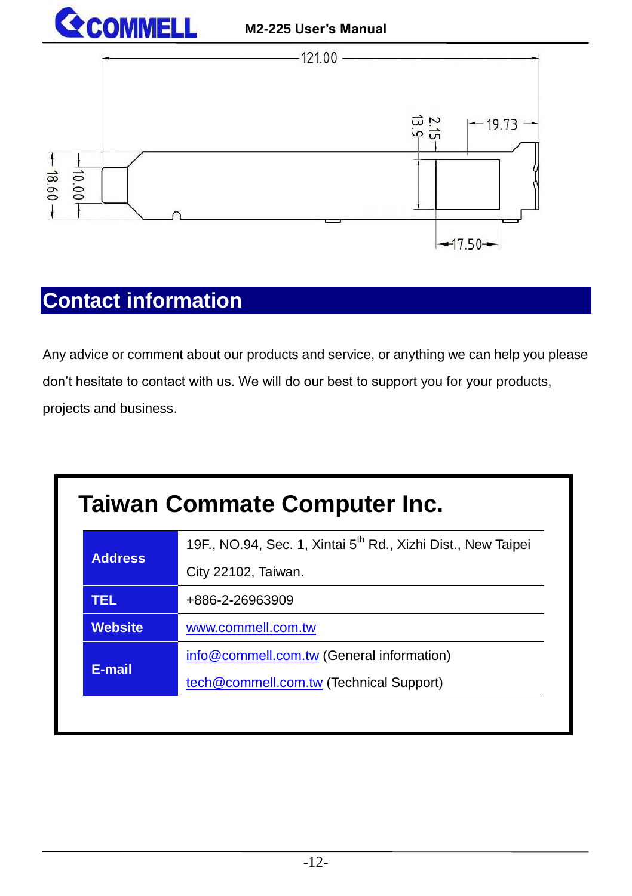121.00

19.73

13.9

2.15

18.60

10.00

17.50

## Contact information

Any advice or comment about our products and service, or anything we can help you please don't hesitate to contact with us. We will do our best to support you for your products, projects and business.

### Taiwan Commate Computer Inc.

| | |
|---|---|
| **Address** | 19F., NO.94, Sec. 1, Xintai 5th Rd., Xizhi Dist., New Taipei City 22102, Taiwan. |
| **TEL** | +886-2-26963909 |
| **Website** | www.commell.com.tw |
| **E-mail** | info@commell.com.tw (General information)<br>tech@commell.com.tw (Technical Support) |